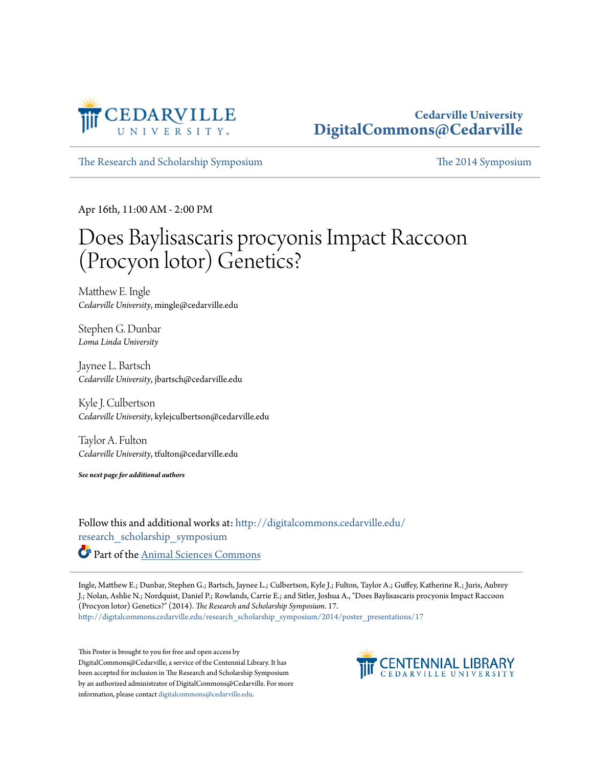Cedarville University
DigitalCommons@Cedarville

The Research and Scholarship Symposium | The 2014 Symposium

Apr 16th, 11:00 AM - 2:00 PM

# Does Baylisascaris procyonis Impact Raccoon (Procyon lotor) Genetics?

Matthew E. Ingle
*Cedarville University*, mingle@cedarville.edu

Stephen G. Dunbar
*Loma Linda University*

Jaynee L. Bartsch
*Cedarville University*, jbartsch@cedarville.edu

Kyle J. Culbertson
*Cedarville University*, kylejculbertson@cedarville.edu

Taylor A. Fulton
*Cedarville University*, tfulton@cedarville.edu

***See next page for additional authors***

Follow this and additional works at: http://digitalcommons.cedarville.edu/research_scholarship_symposium

Part of the Animal Sciences Commons

Ingle, Matthew E.; Dunbar, Stephen G.; Bartsch, Jaynee L.; Culbertson, Kyle J.; Fulton, Taylor A.; Guffey, Katherine R.; Juris, Aubrey J.; Nolan, Ashlie N.; Nordquist, Daniel P.; Rowlands, Carrie E.; and Sitler, Joshua A., "Does Baylisascaris procyonis Impact Raccoon (Procyon lotor) Genetics?" (2014). *The Research and Scholarship Symposium*. 17.
http://digitalcommons.cedarville.edu/research_scholarship_symposium/2014/poster_presentations/17

This Poster is brought to you for free and open access by DigitalCommons@Cedarville, a service of the Centennial Library. It has been accepted for inclusion in The Research and Scholarship Symposium by an authorized administrator of DigitalCommons@Cedarville. For more information, please contact digitalcommons@cedarville.edu.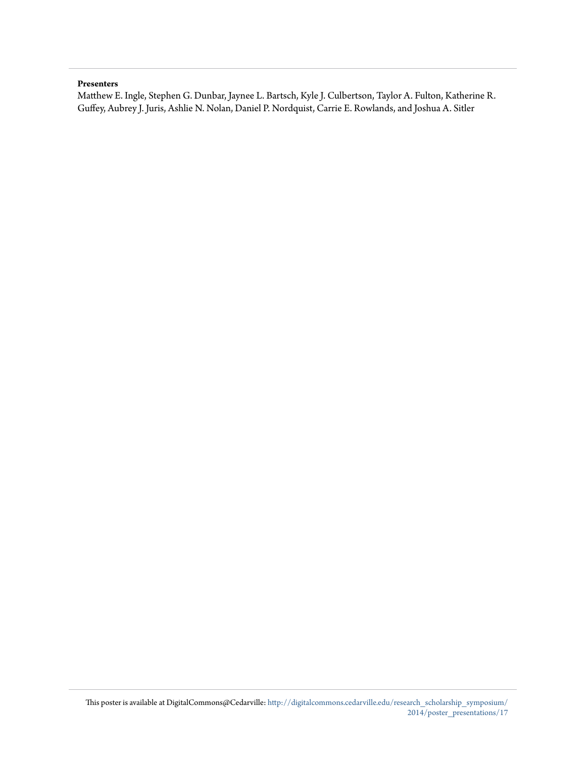**Presenters**

Matthew E. Ingle, Stephen G. Dunbar, Jaynee L. Bartsch, Kyle J. Culbertson, Taylor A. Fulton, Katherine R. Guffey, Aubrey J. Juris, Ashlie N. Nolan, Daniel P. Nordquist, Carrie E. Rowlands, and Joshua A. Sitler

This poster is available at DigitalCommons@Cedarville: http://digitalcommons.cedarville.edu/research_scholarship_symposium/2014/poster_presentations/17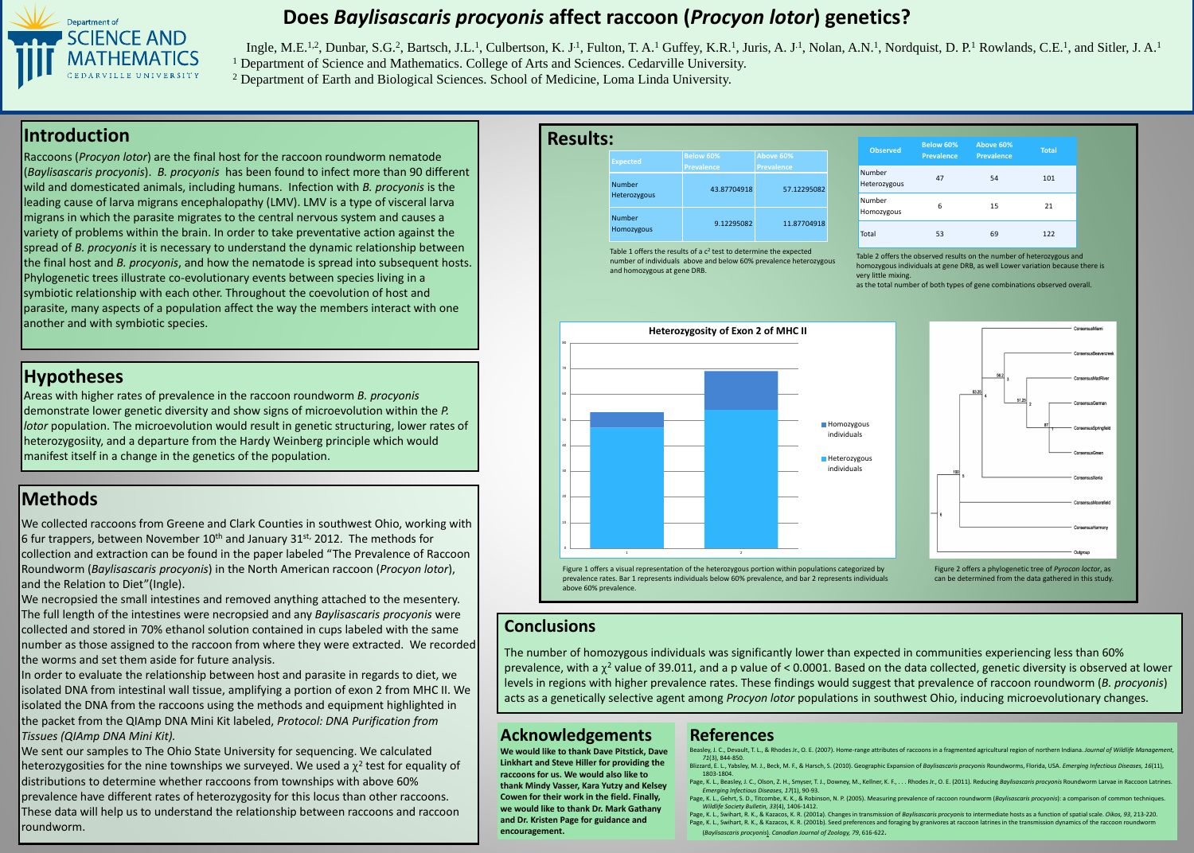# Does *Baylisascaris procyonis* affect raccoon (*Procyon lotor*) genetics?

Ingle, M.E.[1,2], Dunbar, S.G.[2], Bartsch, J.L.[1], Culbertson, K. J.[1], Fulton, T. A.[1] Guffey, K.R.[1], Juris, A. J.[1], Nolan, A.N.[1], Nordquist, D. P.[1] Rowlands, C.E.[1], and Sitler, J. A.[1]

[1] Department of Science and Mathematics. College of Arts and Sciences. Cedarville University.

[2] Department of Earth and Biological Sciences. School of Medicine, Loma Linda University.

## Introduction

Raccoons (*Procyon lotor*) are the final host for the raccoon roundworm nematode (*Baylisascaris procyonis*). *B. procyonis* has been found to infect more than 90 different wild and domesticated animals, including humans. Infection with *B. procyonis* is the leading cause of larva migrans encephalopathy (LMV). LMV is a type of visceral larva migrans in which the parasite migrates to the central nervous system and causes a variety of problems within the brain. In order to take preventative action against the spread of *B. procyonis* it is necessary to understand the dynamic relationship between the final host and *B. procyonis*, and how the nematode is spread into subsequent hosts. Phylogenetic trees illustrate co-evolutionary events between species living in a symbiotic relationship with each other. Throughout the coevolution of host and parasite, many aspects of a population affect the way the members interact with one another and with symbiotic species.

## Hypotheses

Areas with higher rates of prevalence in the raccoon roundworm *B. procyonis* demonstrate lower genetic diversity and show signs of microevolution within the *P. lotor* population. The microevolution would result in genetic structuring, lower rates of heterozygosiity, and a departure from the Hardy Weinberg principle which would manifest itself in a change in the genetics of the population.

## Methods

We collected raccoons from Greene and Clark Counties in southwest Ohio, working with 6 fur trappers, between November 10th and January 31st, 2012. The methods for collection and extraction can be found in the paper labeled "The Prevalence of Raccoon Roundworm (*Baylisascaris procyonis*) in the North American raccoon (*Procyon lotor*), and the Relation to Diet"(Ingle).

We necropsied the small intestines and removed anything attached to the mesentery. The full length of the intestines were necropsied and any *Baylisascaris procyonis* were collected and stored in 70% ethanol solution contained in cups labeled with the same number as those assigned to the raccoon from where they were extracted. We recorded the worms and set them aside for future analysis.

In order to evaluate the relationship between host and parasite in regards to diet, we isolated DNA from intestinal wall tissue, amplifying a portion of exon 2 from MHC II. We isolated the DNA from the raccoons using the methods and equipment highlighted in the packet from the QIAmp DNA Mini Kit labeled, *Protocol: DNA Purification from Tissues (QIAmp DNA Mini Kit).*

We sent our samples to The Ohio State University for sequencing. We calculated heterozygosities for the nine townships we surveyed. We used a $\chi^2$ test for equality of distributions to determine whether raccoons from townships with above 60% prevalence have different rates of heterozygosity for this locus than other raccoons. These data will help us to understand the relationship between raccoons and raccoon roundworm.

## Results:

| Expected | Below 60% Prevalence | Above 60% Prevalence |
|---|---|---|
| Number Heterozygous | 43.87704918 | 57.12295082 |
| Number Homozygous | 9.12295082 | 11.87704918 |

Table 1 offers the results of a $c^2$ test to determine the expected number of individuals above and below 60% prevalence heterozygous and homozygous at gene DRB.

| Observed | Below 60% Prevalence | Above 60% Prevalence | Total |
|---|---|---|---|
| Number Heterozygous | 47 | 54 | 101 |
| Number Homozygous | 6 | 15 | 21 |
| Total | 53 | 69 | 122 |

Table 2 offers the observed results on the number of heterozygous and homozygous individuals at gene DRB, as well Lower variation because there is very little mixing.
as the total number of both types of gene combinations observed overall.

Heterozygosity of Exon 2 of MHC II

90
70
60
50
40
30
20
10
0
1
2
Homozygous individuals
Heterozygous individuals

Figure 1 offers a visual representation of the heterozygous portion within populations categorized by prevalence rates. Bar 1 represents individuals below 60% prevalence, and bar 2 represents individuals above 60% prevalence.

ConsensusMiami
ConsensusBeavercreek
ConsensusMadRiver
ConsensusGerman
ConsensusSpringfield
ConsensusGreen
ConsensusXenia
ConsensusMoorefield
ConsensusHarmony
Outgroup
98.2
3
63.20
4
51.25
2
87
1
100
5
6

Figure 2 offers a phylogenetic tree of *Pyrocon loctor*, as can be determined from the data gathered in this study.

## Conclusions

The number of homozygous individuals was significantly lower than expected in communities experiencing less than 60% prevalence, with a $\chi^2$ value of 39.011, and a p value of < 0.0001. Based on the data collected, genetic diversity is observed at lower levels in regions with higher prevalence rates. These findings would suggest that prevalence of raccoon roundworm (*B. procyonis*) acts as a genetically selective agent among *Procyon lotor* populations in southwest Ohio, inducing microevolutionary changes.

## Acknowledgements

**We would like to thank Dave Pitstick, Dave Linkhart and Steve Hiller for providing the raccoons for us. We would also like to thank Mindy Vasser, Kara Yutzy and Kelsey Cowen for their work in the field. Finally, we would like to thank Dr. Mark Gathany and Dr. Kristen Page for guidance and encouragement.**

## References

Beasley, J. C., Devault, T. L., & Rhodes Jr., O. E. (2007). Home-range attributes of raccoons in a fragmented agricultural region of northern Indiana. *Journal of Wildlife Management, 71*(3), 844-850.

Blizzard, E. L., Yabsley, M. J., Beck, M. F., & Harsch, S. (2010). Geographic Expansion of *Baylisascaris procyonis* Roundworms, Florida, USA. *Emerging Infectious Diseases, 16*(11), 1803-1804.

Page, K. L., Beasley, J. C., Olson, Z. H., Smyser, T. J., Downey, M., Kellner, K. F., . . . Rhodes Jr., O. E. (2011). Reducing *Baylisascaris procyonis* Roundworm Larvae in Raccoon Latrines. *Emerging Infectious Diseases, 17*(1), 90-93.

Page, K. L., Gehrt, S. D., Titcombe, K. K., & Robinson, N. P. (2005). Measuring prevalence of raccoon roundworm (*Baylisascaris procyonis*): a comparison of common techniques. *Wildlife Society Bulletin, 33*(4), 1406-1412.

Page, K. L., Swihart, R. K., & Kazacos, K. R. (2001a). Changes in transmission of *Baylisascaris procyonis* to intermediate hosts as a function of spatial scale. *Oikos, 93*, 213-220.

Page, K. L., Swihart, R. K., & Kazacos, K. R. (2001b). Seed preferences and foraging by granivores at raccoon latrines in the transmission dynamics of the raccoon roundworm (*Baylisascaris procyonis*). *Canadian Journal of Zoology, 79*, 616-622.